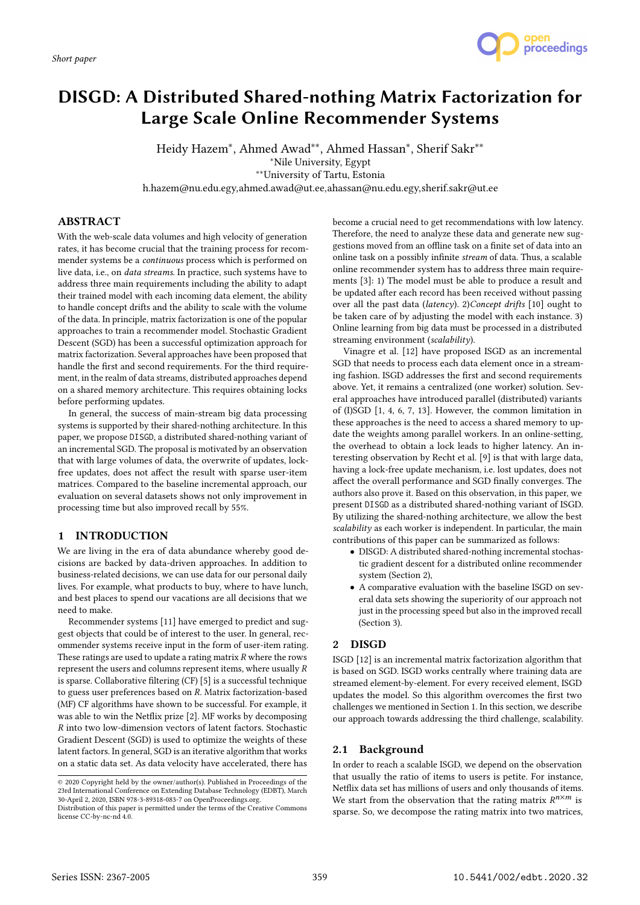Short paper

# DISGD: A Distributed Shared-nothing Matrix Factorization for Large Scale Online Recommender Systems

Heidy Hazem*, Ahmed Awad**, Ahmed Hassan*, Sherif Sakr**

*Nile University, Egypt

**University of Tartu, Estonia

h.hazem@nu.edu.egy,ahmed.awad@ut.ee,ahassan@nu.edu.egy,sherif.sakr@ut.ee

## ABSTRACT

With the web-scale data volumes and high velocity of generation rates, it has become crucial that the training process for recommender systems be a *continuous* process which is performed on live data, i.e., on *data streams*. In practice, such systems have to address three main requirements including the ability to adapt their trained model with each incoming data element, the ability to handle concept drifts and the ability to scale with the volume of the data. In principle, matrix factorization is one of the popular approaches to train a recommender model. Stochastic Gradient Descent (SGD) has been a successful optimization approach for matrix factorization. Several approaches have been proposed that handle the first and second requirements. For the third requirement, in the realm of data streams, distributed approaches depend on a shared memory architecture. This requires obtaining locks before performing updates.

In general, the success of main-stream big data processing systems is supported by their shared-nothing architecture. In this paper, we propose DISGD, a distributed shared-nothing variant of an incremental SGD. The proposal is motivated by an observation that with large volumes of data, the overwrite of updates, lock-free updates, does not affect the result with sparse user-item matrices. Compared to the baseline incremental approach, our evaluation on several datasets shows not only improvement in processing time but also improved recall by 55%.

## 1 INTRODUCTION

We are living in the era of data abundance whereby good decisions are backed by data-driven approaches. In addition to business-related decisions, we can use data for our personal daily lives. For example, what products to buy, where to have lunch, and best places to spend our vacations are all decisions that we need to make.

Recommender systems [11] have emerged to predict and suggest objects that could be of interest to the user. In general, recommender systems receive input in the form of user-item rating. These ratings are used to update a rating matrix $R$ where the rows represent the users and columns represent items, where usually $R$ is sparse. Collaborative filtering (CF) [5] is a successful technique to guess user preferences based on $R$. Matrix factorization-based (MF) CF algorithms have shown to be successful. For example, it was able to win the Netflix prize [2]. MF works by decomposing $R$ into two low-dimension vectors of latent factors. Stochastic Gradient Descent (SGD) is used to optimize the weights of these latent factors. In general, SGD is an iterative algorithm that works on a static data set. As data velocity have accelerated, there has become a crucial need to get recommendations with low latency. Therefore, the need to analyze these data and generate new suggestions moved from an offline task on a finite set of data into an online task on a possibly infinite *stream* of data. Thus, a scalable online recommender system has to address three main requirements [3]: 1) The model must be able to produce a result and be updated after each record has been received without passing over all the past data (*latency*). 2)*Concept drifts* [10] ought to be taken care of by adjusting the model with each instance. 3) Online learning from big data must be processed in a distributed streaming environment (*scalability*).

Vinagre et al. [12] have proposed ISGD as an incremental SGD that needs to process each data element once in a streaming fashion. ISGD addresses the first and second requirements above. Yet, it remains a centralized (one worker) solution. Several approaches have introduced parallel (distributed) variants of (I)SGD [1, 4, 6, 7, 13]. However, the common limitation in these approaches is the need to access a shared memory to update the weights among parallel workers. In an online-setting, the overhead to obtain a lock leads to higher latency. An interesting observation by Recht et al. [9] is that with large data, having a lock-free update mechanism, i.e. lost updates, does not affect the overall performance and SGD finally converges. The authors also prove it. Based on this observation, in this paper, we present DISGD as a distributed shared-nothing variant of ISGD. By utilizing the shared-nothing architecture, we allow the best *scalability* as each worker is independent. In particular, the main contributions of this paper can be summarized as follows:

- DISGD: A distributed shared-nothing incremental stochastic gradient descent for a distributed online recommender system (Section 2),
- A comparative evaluation with the baseline ISGD on several data sets showing the superiority of our approach not just in the processing speed but also in the improved recall (Section 3).

## 2 DISGD

ISGD [12] is an incremental matrix factorization algorithm that is based on SGD. ISGD works centrally where training data are streamed element-by-element. For every received element, ISGD updates the model. So this algorithm overcomes the first two challenges we mentioned in Section 1. In this section, we describe our approach towards addressing the third challenge, scalability.

### 2.1 Background

In order to reach a scalable ISGD, we depend on the observation that usually the ratio of items to users is petite. For instance, Netflix data set has millions of users and only thousands of items. We start from the observation that the rating matrix $R^{n \times m}$ is sparse. So, we decompose the rating matrix into two matrices,

© 2020 Copyright held by the owner/author(s). Published in Proceedings of the 23rd International Conference on Extending Database Technology (EDBT), March 30-April 2, 2020, ISBN 978-3-89318-083-7 on OpenProceedings.org.
Distribution of this paper is permitted under the terms of the Creative Commons license CC-by-nc-nd 4.0.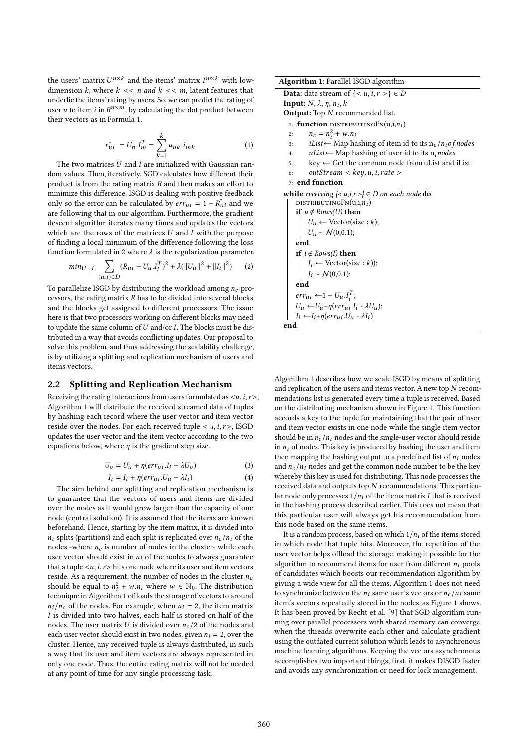the users' matrix $U^{n \times k}$ and the items' matrix $I^{m \times k}$ with low-dimension $k$, where $k << n$ and $k << m$, latent features that underlie the items' rating by users. So, we can predict the rating of user $u$ to item $i$ in $R^{n \times m}$, by calculating the dot product between their vectors as in Formula 1.

$$\hat{r_{ui}} = U_n . I_m^T = \sum_{k=1}^{k} u_{nk} . i_{mk} \tag{1}$$

The two matrices $U$ and $I$ are initialized with Gaussian random values. Then, iteratively, SGD calculates how different their product is from the rating matrix $R$ and then makes an effort to minimize this difference. ISGD is dealing with positive feedback only so the error can be calculated by $err_{ui} = 1 - \hat{R_{ui}}$ and we are following that in our algorithm. Furthermore, the gradient descent algorithm iterates many times and updates the vectors which are the rows of the matrices $U$ and $I$ with the purpose of finding a local minimum of the difference following the loss function formulated in 2 where $\lambda$ is the regularization parameter.

$$min_{U_{.}, I_{.}} \sum_{(u,i) \in D} (R_{ui} - U_u . I_i^T)^2 + \lambda(\|U_u\|^2 + \|I_i\|^2) \tag{2}$$

To parallelize ISGD by distributing the workload among $n_c$ processors, the rating matrix $R$ has to be divided into several blocks and the blocks get assigned to different processors. The issue here is that two processors working on different blocks may need to update the same column of $U$ and/or $I$. The blocks must be distributed in a way that avoids conflicting updates. Our proposal to solve this problem, and thus addressing the scalability challenge, is by utilizing a splitting and replication mechanism of users and items vectors.

## 2.2 Splitting and Replication Mechanism

Receiving the rating interactions from users formulated as $<u, i, r>$, Algorithm 1 will distribute the received streamed data of tuples by hashing each record where the user vector and item vector reside over the nodes. For each received tuple $< u, i, r>$, ISGD updates the user vector and the item vector according to the two equations below, where $\eta$ is the gradient step size.

$$U_u = U_u + \eta(err_{ui} . I_i - \lambda U_u) \tag{3}$$

$$I_i = I_i + \eta(err_{ui} . U_u - \lambda I_i) \tag{4}$$

The aim behind our splitting and replication mechanism is to guarantee that the vectors of users and items are divided over the nodes as it would grow larger than the capacity of one node (central solution). It is assumed that the items are known beforehand. Hence, starting by the item matrix, it is divided into $n_i$ splits (partitions) and each split is replicated over $n_c/n_i$ of the nodes -where $n_c$ is number of nodes in the cluster- while each user vector should exist in $n_i$ of the nodes to always guarantee that a tuple $<u, i, r>$ hits one node where its user and item vectors reside. As a requirement, the number of nodes in the cluster $n_c$ should be equal to $n_i^2 + w.n_i$ where $w \in \mathbb{N}_0$. The distribution technique in Algorithm 1 offloads the storage of vectors to around $n_i/n_c$ of the nodes. For example, when $n_i = 2$, the item matrix $I$ is divided into two halves, each half is stored on half of the nodes. The user matrix $U$ is divided over $n_c/2$ of the nodes and each user vector should exist in two nodes, given $n_i = 2$, over the cluster. Hence, any received tuple is always distributed, in such a way that its user and item vectors are always represented in only one node. Thus, the entire rating matrix will not be needed at any point of time for any single processing task.

**Algorithm 1:** Parallel ISGD algorithm

```
Data: data stream of {< u, i, r >} ∈ D
Input: N, λ, η, n_i, k
Output: Top N recommended list.
1: function DISTRIBUTINGFN(u,i,n_i)
2:     n_c = n_i^2 + w.n_i
3:     iList ← Map hashing of item id to its n_c/n_i of nodes
4:     uList ← Map hashing of user id to its n_i nodes
5:     key ← Get the common node from uList and iList
6:     outStream < key, u, i, rate >
7: end function
while receiving {< u,i,r >} ∈ D on each node do
    DISTRIBUTINGFN(u,i,n_i)
    if u ∉ Rows(U) then
        U_u ← Vector(size : k);
        U_u ~ N(0,0.1);
    end
    if i ∉ Rows(I) then
        I_i ← Vector(size : k));
        I_i ~ N(0,0.1);
    end
    err_ui ← 1 − U_u.I_i^T;
    U_u ← U_u + η(err_ui.I_i − λU_u);
    I_i ← I_i + η(err_ui.U_u − λI_i)
end
```

Algorithm 1 describes how we scale ISGD by means of splitting and replication of the users and items vector. A new top $N$ recommendations list is generated every time a tuple is received. Based on the distributing mechanism shown in Figure 1. This function accords a key to the tuple for maintaining that the pair of user and item vector exists in one node while the single item vector should be in $n_c/n_i$ nodes and the single-user vector should reside in $n_i$ of nodes. This key is produced by hashing the user and item then mapping the hashing output to a predefined list of $n_i$ nodes and $n_c/n_i$ nodes and get the common node number to be the key whereby this key is used for distributing. This node processes the received data and outputs top $N$ recommendations. This particular node only processes $1/n_i$ of the items matrix $I$ that is received in the hashing process described earlier. This does not mean that this particular user will always get his recommendation from this node based on the same items.

It is a random process, based on which $1/n_i$ of the items stored in which node that tuple hits. Moreover, the repetition of the user vector helps offload the storage, making it possible for the algorithm to recommend items for user from different $n_i$ pools of candidates which boosts our recommendation algorithm by giving a wide view for all the items. Algorithm 1 does not need to synchronize between the $n_i$ same user's vectors or $n_c/n_i$ same item's vectors repeatedly stored in the nodes, as Figure 1 shows. It has been proved by Recht et al. [9] that SGD algorithm running over parallel processors with shared memory can converge when the threads overwrite each other and calculate gradient using the outdated current solution which leads to asynchronous machine learning algorithms. Keeping the vectors asynchronous accomplishes two important things, first, it makes DISGD faster and avoids any synchronization or need for lock management.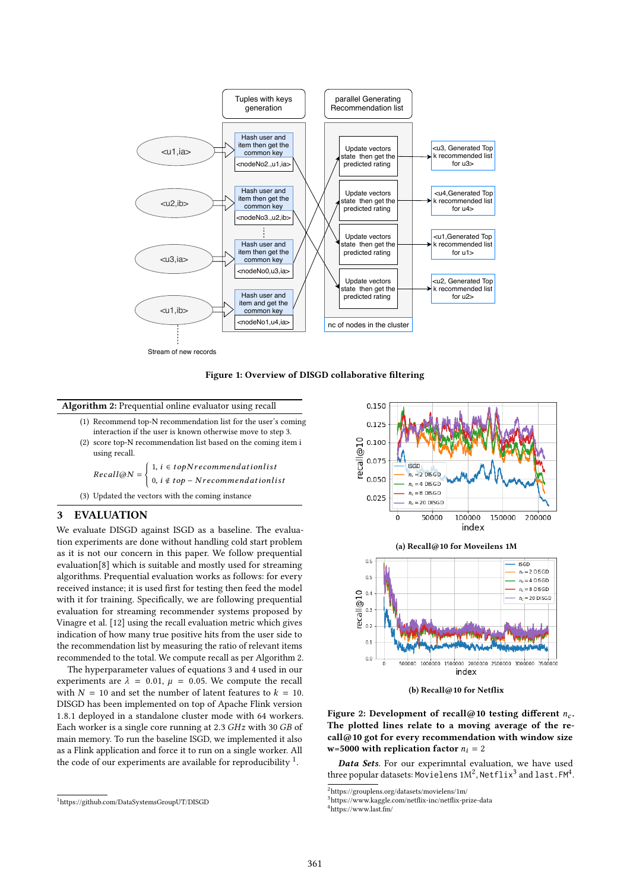**Figure 1: Overview of DISGD collaborative filtering**

**Algorithm 2:** Prequential online evaluator using recall

1. Recommend top-N recommendation list for the user's coming interaction if the user is known otherwise move to step 3.
2. score top-N recommendation list based on the coming item i using recall.

$$Recall@N = \begin{cases} 1, & i \in topNrecommendationlist \\ 0, & i \notin top-Nrecommendationlist \end{cases}$$

3. Updated the vectors with the coming instance

## 3 EVALUATION

We evaluate DISGD against ISGD as a baseline. The evaluation experiments are done without handling cold start problem as it is not our concern in this paper. We follow prequential evaluation[8] which is suitable and mostly used for streaming algorithms. Prequential evaluation works as follows: for every received instance; it is used first for testing then feed the model with it for training. Specifically, we are following prequential evaluation for streaming recommender systems proposed by Vinagre et al. [12] using the recall evaluation metric which gives indication of how many true positive hits from the user side to the recommendation list by measuring the ratio of relevant items recommended to the total. We compute recall as per Algorithm 2.

The hyperparameter values of equations 3 and 4 used in our experiments are $\lambda = 0.01$, $\mu = 0.05$. We compute the recall with $N = 10$ and set the number of latent features to $k = 10$. DISGD has been implemented on top of Apache Flink version 1.8.1 deployed in a standalone cluster mode with 64 workers. Each worker is a single core running at 2.3 *GHz* with 30 *GB* of main memory. To run the baseline ISGD, we implemented it also as a Flink application and force it to run on a single worker. All the code of our experiments are available for reproducibility [1].

(a) Recall@10 for Moveilens 1M

(b) Recall@10 for Netflix

**Figure 2: Development of recall@10 testing different $n_c$. The plotted lines relate to a moving average of the recall@10 got for every recommendation with window size w=5000 with replication factor $n_i = 2$**

***Data Sets***. For our experimntal evaluation, we have used three popular datasets: `Movielens 1M`[2], `Netflix`[3] and `last.FM`[4].

[1]https://github.com/DataSystemsGroupUT/DISGD

[2]https://grouplens.org/datasets/movielens/1m/

[3]https://www.kaggle.com/netflix-inc/netflix-prize-data

[4]https://www.last.fm/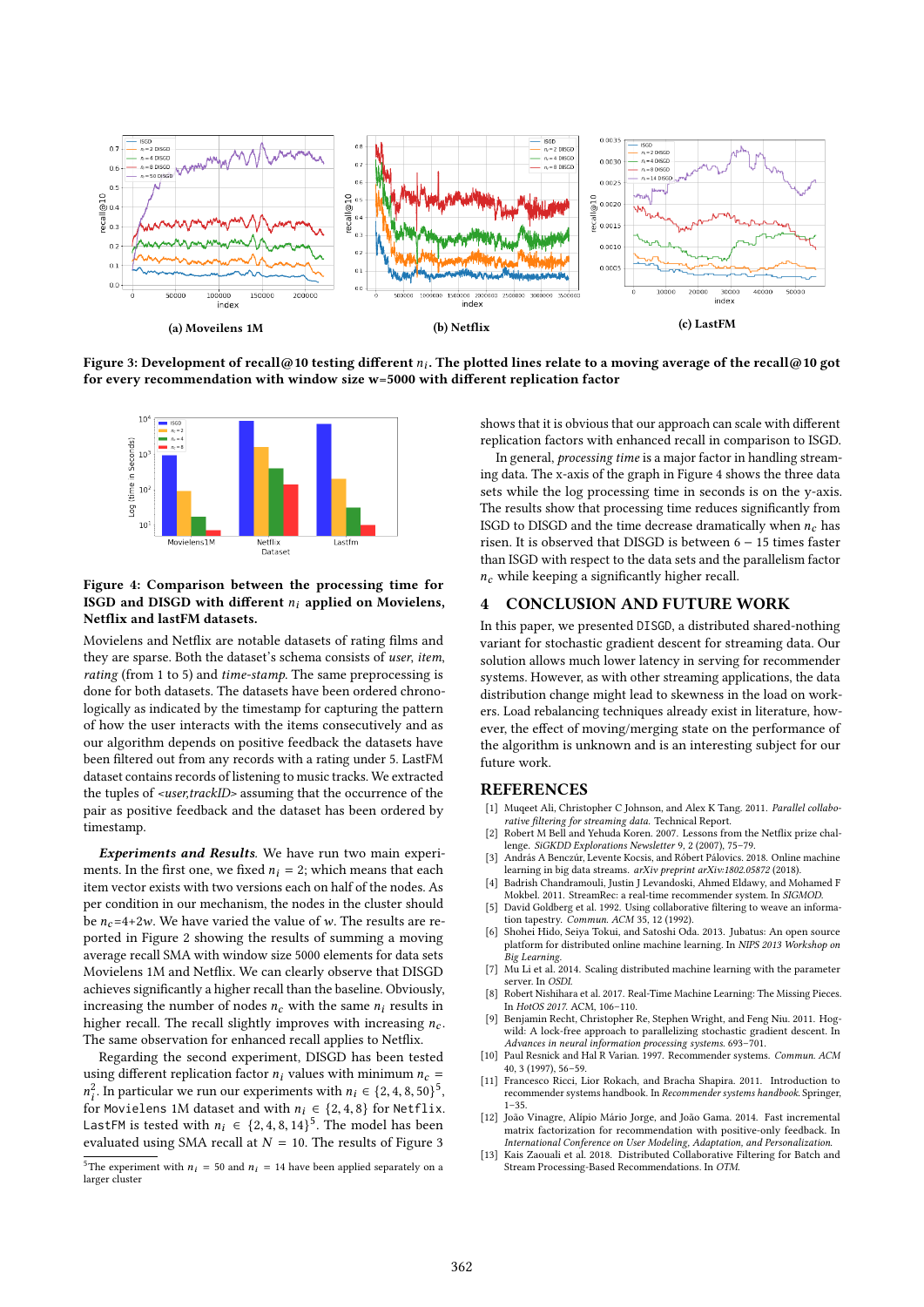(a) Movieilens 1M

(b) Netflix

(c) LastFM

**Figure 3: Development of recall@10 testing different $n_i$. The plotted lines relate to a moving average of the recall@10 got for every recommendation with window size w=5000 with different replication factor**

**Figure 4: Comparison between the processing time for ISGD and DISGD with different $n_i$ applied on Movielens, Netflix and lastFM datasets.**

Movielens and Netflix are notable datasets of rating films and they are sparse. Both the dataset's schema consists of *user*, *item*, *rating* (from 1 to 5) and *time-stamp*. The same preprocessing is done for both datasets. The datasets have been ordered chronologically as indicated by the timestamp for capturing the pattern of how the user interacts with the items consecutively and as our algorithm depends on positive feedback the datasets have been filtered out from any records with a rating under 5. LastFM dataset contains records of listening to music tracks. We extracted the tuples of <*user,trackID*> assuming that the occurrence of the pair as positive feedback and the dataset has been ordered by timestamp.

***Experiments and Results.*** We have run two main experiments. In the first one, we fixed $n_i = 2$; which means that each item vector exists with two versions each on half of the nodes. As per condition in our mechanism, the nodes in the cluster should be $n_c$=4+2w. We have varied the value of w. The results are reported in Figure 2 showing the results of summing a moving average recall SMA with window size 5000 elements for data sets Movielens 1M and Netflix. We can clearly observe that DISGD achieves significantly a higher recall than the baseline. Obviously, increasing the number of nodes $n_c$ with the same $n_i$ results in higher recall. The recall slightly improves with increasing $n_c$. The same observation for enhanced recall applies to Netflix.

Regarding the second experiment, DISGD has been tested using different replication factor $n_i$ values with minimum $n_c = n_i^2$. In particular we run our experiments with $n_i \in \{2, 4, 8, 50\}$[5], for Movielens 1M dataset and with $n_i \in \{2, 4, 8\}$ for Netflix. LastFM is tested with $n_i \in \{2, 4, 8, 14\}$[5]. The model has been evaluated using SMA recall at $N = 10$. The results of Figure 3 shows that it is obvious that our approach can scale with different replication factors with enhanced recall in comparison to ISGD.

In general, *processing time* is a major factor in handling streaming data. The x-axis of the graph in Figure 4 shows the three data sets while the log processing time in seconds is on the y-axis. The results show that processing time reduces significantly from ISGD to DISGD and the time decrease dramatically when $n_c$ has risen. It is observed that DISGD is between 6 – 15 times faster than ISGD with respect to the data sets and the parallelism factor $n_c$ while keeping a significantly higher recall.

[5]The experiment with $n_i = 50$ and $n_i = 14$ have been applied separately on a larger cluster

## 4 CONCLUSION AND FUTURE WORK

In this paper, we presented DISGD, a distributed shared-nothing variant for stochastic gradient descent for streaming data. Our solution allows much lower latency in serving for recommender systems. However, as with other streaming applications, the data distribution change might lead to skewness in the load on workers. Load rebalancing techniques already exist in literature, however, the effect of moving/merging state on the performance of the algorithm is unknown and is an interesting subject for our future work.

## REFERENCES

[1] Muqeet Ali, Christopher C Johnson, and Alex K Tang. 2011. *Parallel collaborative filtering for streaming data.* Technical Report.

[2] Robert M Bell and Yehuda Koren. 2007. Lessons from the Netflix prize challenge. *SiGKDD Explorations Newsletter* 9, 2 (2007), 75–79.

[3] András A Benczúr, Levente Kocsis, and Róbert Pálovics. 2018. Online machine learning in big data streams. *arXiv preprint arXiv:1802.05872* (2018).

[4] Badrish Chandramouli, Justin J Levandoski, Ahmed Eldawy, and Mohamed F Mokbel. 2011. StreamRec: a real-time recommender system. In *SIGMOD.*

[5] David Goldberg et al. 1992. Using collaborative filtering to weave an information tapestry. *Commun. ACM* 35, 12 (1992).

[6] Shohei Hido, Seiya Tokui, and Satoshi Oda. 2013. Jubatus: An open source platform for distributed online machine learning. In *NIPS 2013 Workshop on Big Learning.*

[7] Mu Li et al. 2014. Scaling distributed machine learning with the parameter server. In *OSDI.*

[8] Robert Nishihara et al. 2017. Real-Time Machine Learning: The Missing Pieces. In *HotOS 2017.* ACM, 106–110.

[9] Benjamin Recht, Christopher Re, Stephen Wright, and Feng Niu. 2011. Hogwild: A lock-free approach to parallelizing stochastic gradient descent. In *Advances in neural information processing systems.* 693–701.

[10] Paul Resnick and Hal R Varian. 1997. Recommender systems. *Commun. ACM* 40, 3 (1997), 56–59.

[11] Francesco Ricci, Lior Rokach, and Bracha Shapira. 2011. Introduction to recommender systems handbook. In *Recommender systems handbook.* Springer, 1–35.

[12] João Vinagre, Alípio Mário Jorge, and João Gama. 2014. Fast incremental matrix factorization for recommendation with positive-only feedback. In *International Conference on User Modeling, Adaptation, and Personalization.*

[13] Kais Zaouali et al. 2018. Distributed Collaborative Filtering for Batch and Stream Processing-Based Recommendations. In *OTM.*